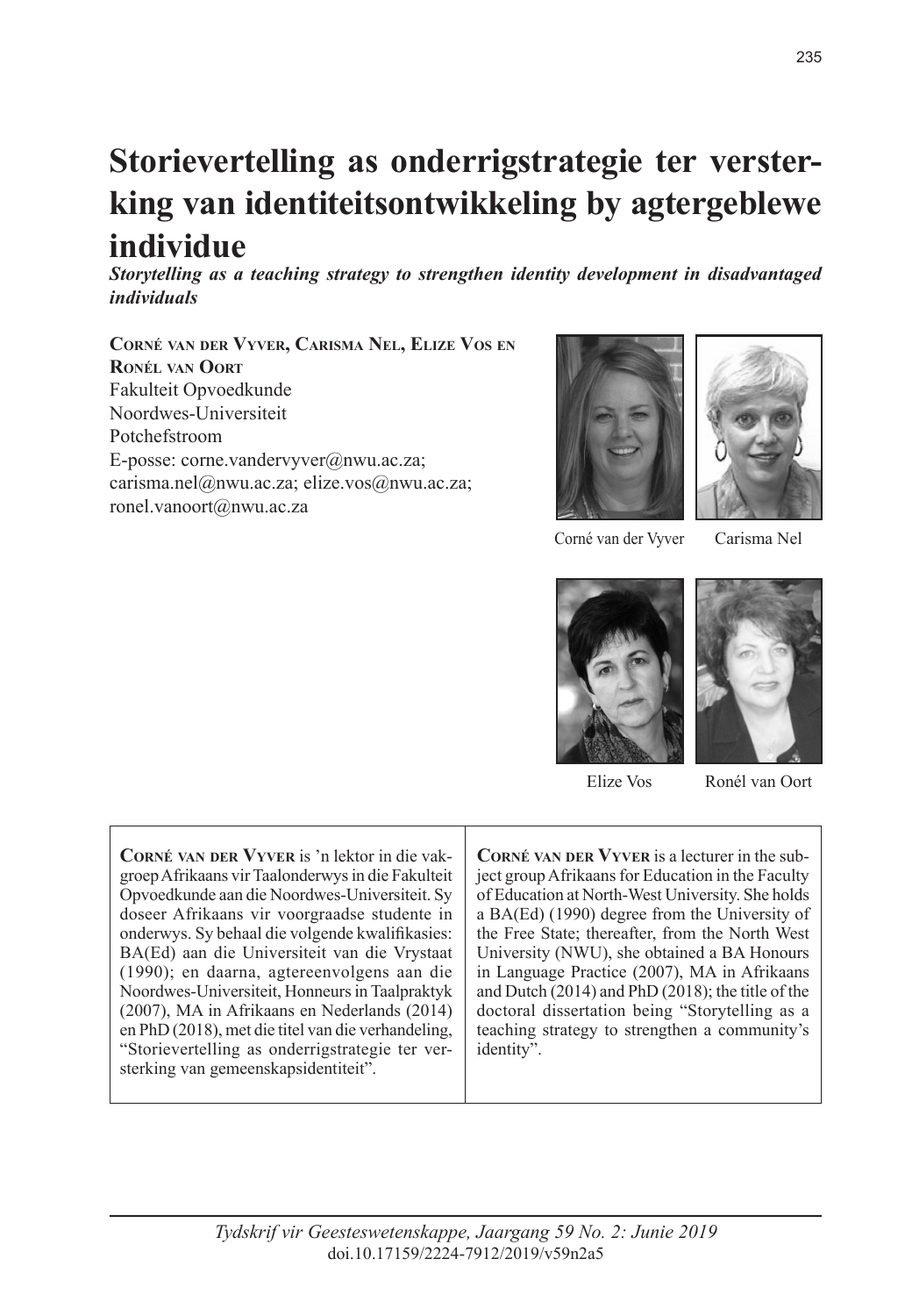# Storievertelling as onderrigstrategie ter versterking van identiteitsontwikkeling by agtergeblewe individue

***Storytelling as a teaching strategy to strengthen identity development in disadvantaged individuals***

**Corné van der Vyver, Carisma Nel, Elize Vos en Ronél van Oort**
Fakulteit Opvoedkunde
Noordwes-Universiteit
Potchefstroom
E-posse: corne.vandervyver@nwu.ac.za; carisma.nel@nwu.ac.za; elize.vos@nwu.ac.za; ronel.vanoort@nwu.ac.za

Corné van der Vyver

Carisma Nel

Elize Vos

Ronél van Oort

**Corné van der Vyver** is 'n lektor in die vakgroep Afrikaans vir Taalonderwys in die Fakulteit Opvoedkunde aan die Noordwes-Universiteit. Sy doseer Afrikaans vir voorgraadse studente in onderwys. Sy behaal die volgende kwalifikasies: BA(Ed) aan die Universiteit van die Vrystaat (1990); en daarna, agtereenvolgens aan die Noordwes-Universiteit, Honneurs in Taalpraktyk (2007), MA in Afrikaans en Nederlands (2014) en PhD (2018), met die titel van die verhandeling, "Storievertelling as onderrigstrategie ter versterking van gemeenskapsidentiteit".

**Corné van der Vyver** is a lecturer in the subject group Afrikaans for Education in the Faculty of Education at North-West University. She holds a BA(Ed) (1990) degree from the University of the Free State; thereafter, from the North West University (NWU), she obtained a BA Honours in Language Practice (2007), MA in Afrikaans and Dutch (2014) and PhD (2018); the title of the doctoral dissertation being "Storytelling as a teaching strategy to strengthen a community's identity".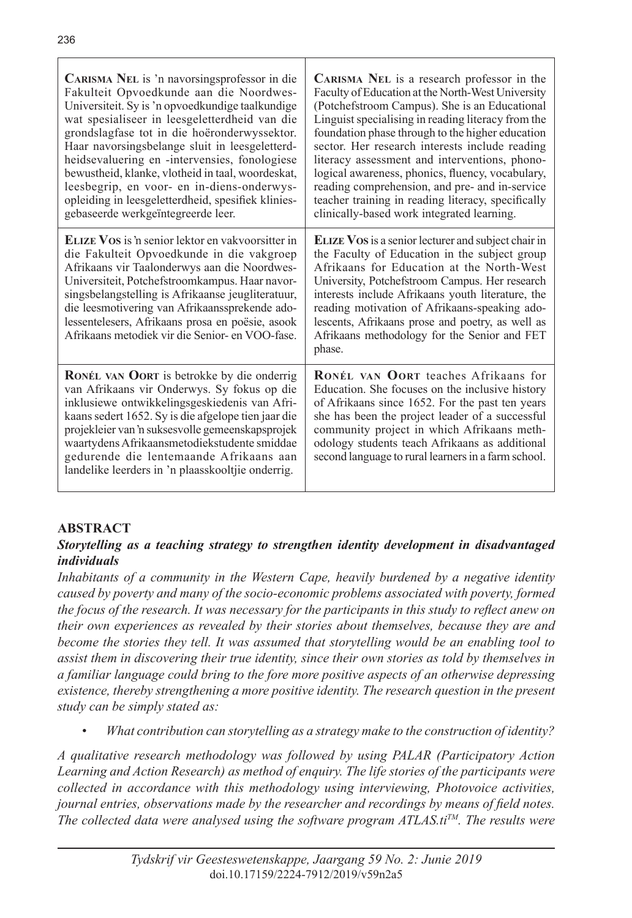| | |
|---|---|
| **Carisma Nel** is 'n navorsingsprofessor in die Fakulteit Opvoedkunde aan die Noordwes-Universiteit. Sy is 'n opvoedkundige taalkundige wat spesialiseer in leesgeletterdheid van die grondslagfase tot in die hoëronderwyssektor. Haar navorsingsbelange sluit in leesgeletterdheidsevaluering en -intervensies, fonologiese bewustheid, klanke, vlotheid in taal, woordeskat, leesbegrip, en voor- en in-diens-onderwysopleiding in leesgeletterdheid, spesifiek kliniesgebaseerde werkgeïntegreerde leer. | **Carisma Nel** is a research professor in the Faculty of Education at the North-West University (Potchefstroom Campus). She is an Educational Linguist specialising in reading literacy from the foundation phase through to the higher education sector. Her research interests include reading literacy assessment and interventions, phonological awareness, phonics, fluency, vocabulary, reading comprehension, and pre- and in-service teacher training in reading literacy, specifically clinically-based work integrated learning. |
| **Elize Vos** is 'n senior lektor en vakvoorsitter in die Fakulteit Opvoedkunde in die vakgroep Afrikaans vir Taalonderwys aan die Noordwes-Universiteit, Potchefstroomkampus. Haar navorsingsbelangstelling is Afrikaanse jeugliteratuur, die leesmotivering van Afrikaanssprekende adolessentelesers, Afrikaans prosa en poësie, asook Afrikaans metodiek vir die Senior- en VOO-fase. | **Elize Vos** is a senior lecturer and subject chair in the Faculty of Education in the subject group Afrikaans for Education at the North-West University, Potchefstroom Campus. Her research interests include Afrikaans youth literature, the reading motivation of Afrikaans-speaking adolescents, Afrikaans prose and poetry, as well as Afrikaans methodology for the Senior and FET phase. |
| **Ronél van Oort** is betrokke by die onderrig van Afrikaans vir Onderwys. Sy fokus op die inklusiewe ontwikkelingsgeskiedenis van Afrikaans sedert 1652. Sy is die afgelope tien jaar die projekleier van 'n suksesvolle gemeenskapsprojek waartydens Afrikaansmetodiekstudente smiddae gedurende die lentemaande Afrikaans aan landelike leerders in 'n plaasskooltjie onderrig. | **Ronél van Oort** teaches Afrikaans for Education. She focuses on the inclusive history of Afrikaans since 1652. For the past ten years she has been the project leader of a successful community project in which Afrikaans methodology students teach Afrikaans as additional second language to rural learners in a farm school. |

## ABSTRACT

***Storytelling as a teaching strategy to strengthen identity development in disadvantaged individuals***

*Inhabitants of a community in the Western Cape, heavily burdened by a negative identity caused by poverty and many of the socio-economic problems associated with poverty, formed the focus of the research. It was necessary for the participants in this study to reflect anew on their own experiences as revealed by their stories about themselves, because they are and become the stories they tell. It was assumed that storytelling would be an enabling tool to assist them in discovering their true identity, since their own stories as told by themselves in a familiar language could bring to the fore more positive aspects of an otherwise depressing existence, thereby strengthening a more positive identity. The research question in the present study can be simply stated as:*

- *What contribution can storytelling as a strategy make to the construction of identity?*

*A qualitative research methodology was followed by using PALAR (Participatory Action Learning and Action Research) as method of enquiry. The life stories of the participants were collected in accordance with this methodology using interviewing, Photovoice activities, journal entries, observations made by the researcher and recordings by means of field notes. The collected data were analysed using the software program ATLAS.ti™. The results were*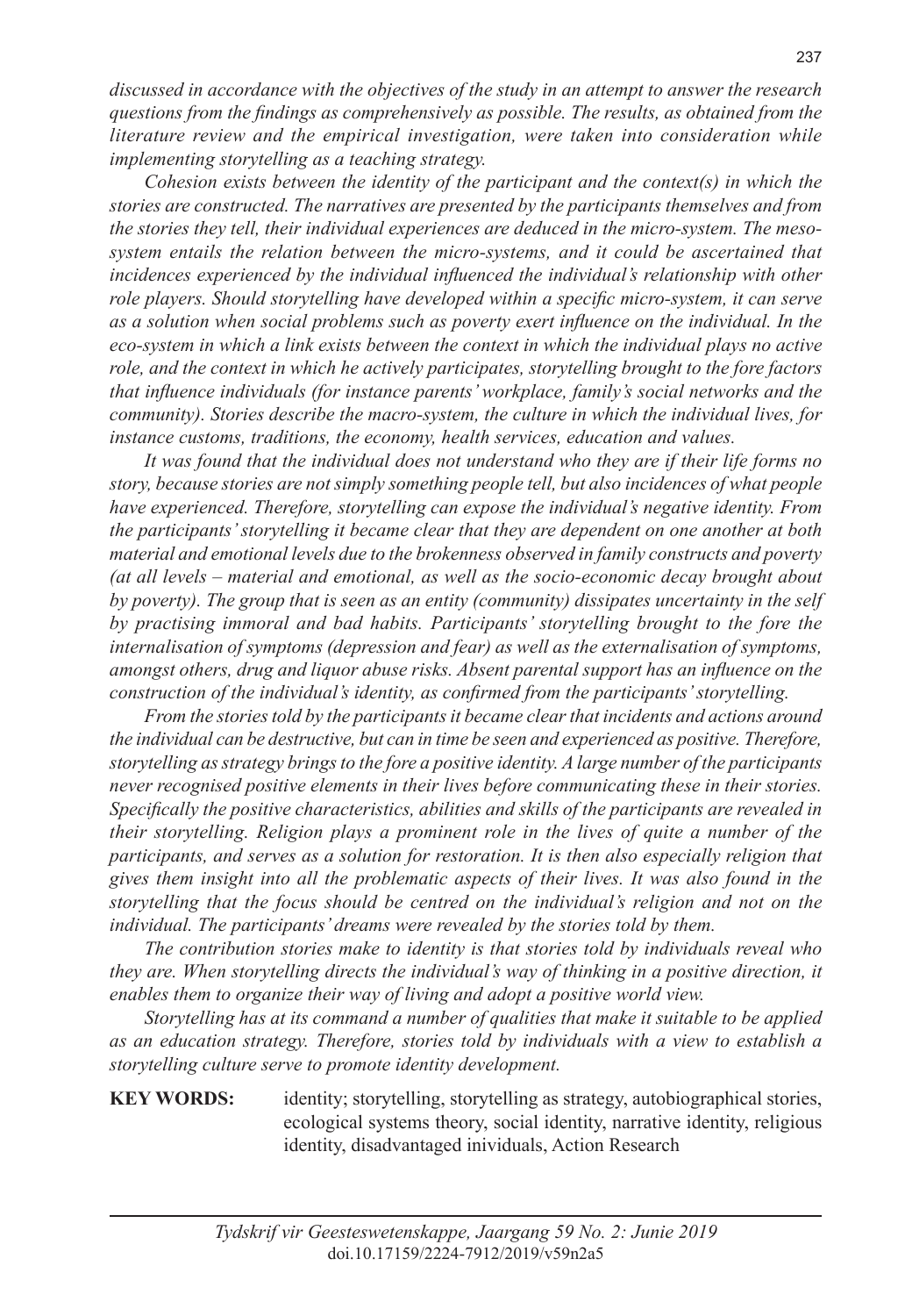*discussed in accordance with the objectives of the study in an attempt to answer the research questions from the findings as comprehensively as possible. The results, as obtained from the literature review and the empirical investigation, were taken into consideration while implementing storytelling as a teaching strategy.*

*Cohesion exists between the identity of the participant and the context(s) in which the stories are constructed. The narratives are presented by the participants themselves and from the stories they tell, their individual experiences are deduced in the micro-system. The meso-system entails the relation between the micro-systems, and it could be ascertained that incidences experienced by the individual influenced the individual's relationship with other role players. Should storytelling have developed within a specific micro-system, it can serve as a solution when social problems such as poverty exert influence on the individual. In the eco-system in which a link exists between the context in which the individual plays no active role, and the context in which he actively participates, storytelling brought to the fore factors that influence individuals (for instance parents' workplace, family's social networks and the community). Stories describe the macro-system, the culture in which the individual lives, for instance customs, traditions, the economy, health services, education and values.*

*It was found that the individual does not understand who they are if their life forms no story, because stories are not simply something people tell, but also incidences of what people have experienced. Therefore, storytelling can expose the individual's negative identity. From the participants' storytelling it became clear that they are dependent on one another at both material and emotional levels due to the brokenness observed in family constructs and poverty (at all levels – material and emotional, as well as the socio-economic decay brought about by poverty). The group that is seen as an entity (community) dissipates uncertainty in the self by practising immoral and bad habits. Participants' storytelling brought to the fore the internalisation of symptoms (depression and fear) as well as the externalisation of symptoms, amongst others, drug and liquor abuse risks. Absent parental support has an influence on the construction of the individual's identity, as confirmed from the participants' storytelling.*

*From the stories told by the participants it became clear that incidents and actions around the individual can be destructive, but can in time be seen and experienced as positive. Therefore, storytelling as strategy brings to the fore a positive identity. A large number of the participants never recognised positive elements in their lives before communicating these in their stories. Specifically the positive characteristics, abilities and skills of the participants are revealed in their storytelling. Religion plays a prominent role in the lives of quite a number of the participants, and serves as a solution for restoration. It is then also especially religion that gives them insight into all the problematic aspects of their lives. It was also found in the storytelling that the focus should be centred on the individual's religion and not on the individual. The participants' dreams were revealed by the stories told by them.*

*The contribution stories make to identity is that stories told by individuals reveal who they are. When storytelling directs the individual's way of thinking in a positive direction, it enables them to organize their way of living and adopt a positive world view.*

*Storytelling has at its command a number of qualities that make it suitable to be applied as an education strategy. Therefore, stories told by individuals with a view to establish a storytelling culture serve to promote identity development.*

**KEY WORDS:** identity; storytelling, storytelling as strategy, autobiographical stories, ecological systems theory, social identity, narrative identity, religious identity, disadvantaged inividuals, Action Research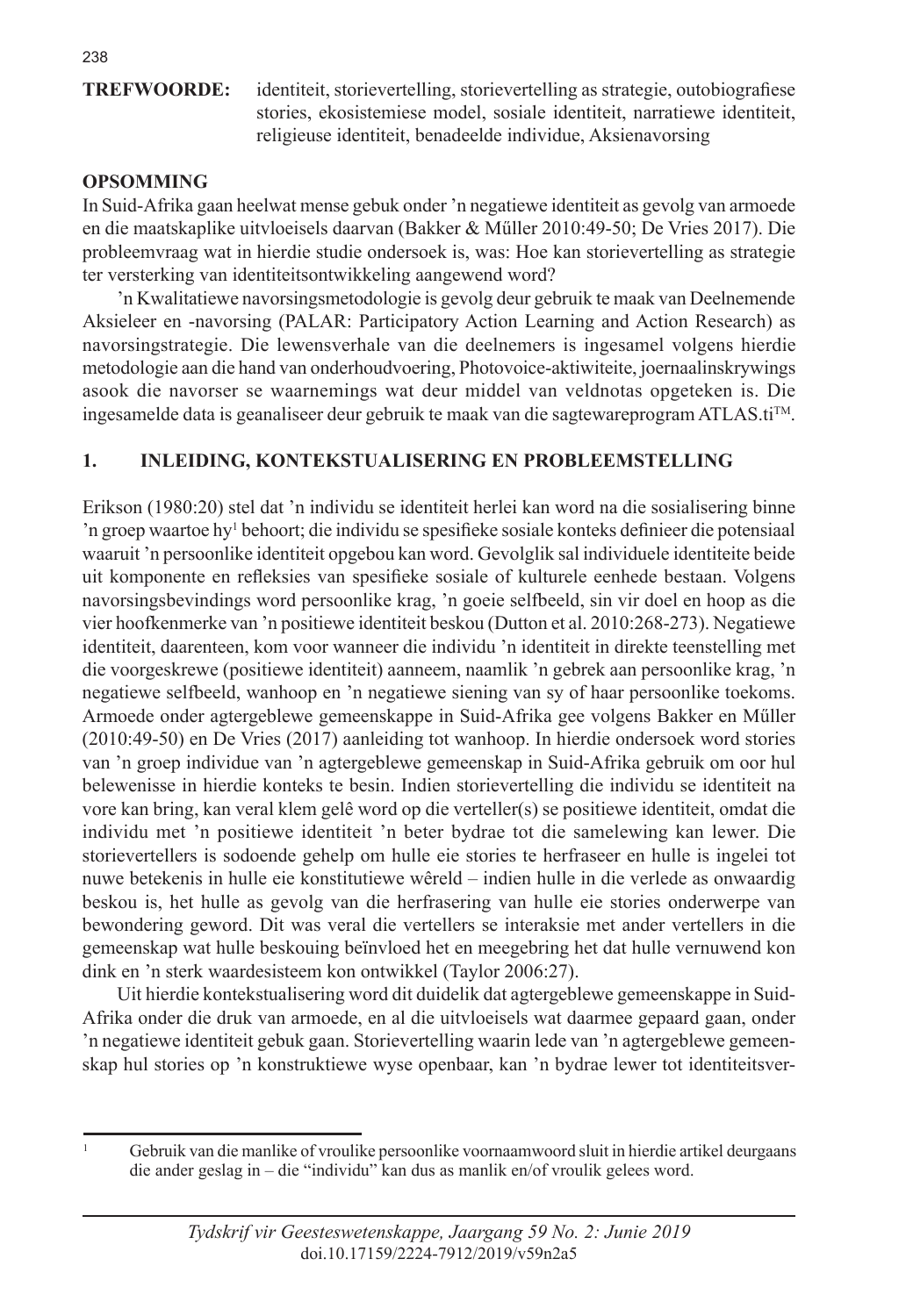**TREFWOORDE:** identiteit, storievertelling, storievertelling as strategie, outobiografiese stories, ekosistemiese model, sosiale identiteit, narratiewe identiteit, religieuse identiteit, benadeelde individue, Aksienavorsing

**OPSOMMING**

In Suid-Afrika gaan heelwat mense gebuk onder 'n negatiewe identiteit as gevolg van armoede en die maatskaplike uitvloeisels daarvan (Bakker & Műller 2010:49-50; De Vries 2017). Die probleemvraag wat in hierdie studie ondersoek is, was: Hoe kan storievertelling as strategie ter versterking van identiteitsontwikkeling aangewend word?

'n Kwalitatiewe navorsingsmetodologie is gevolg deur gebruik te maak van Deelnemende Aksieleer en -navorsing (PALAR: Participatory Action Learning and Action Research) as navorsingstrategie. Die lewensverhale van die deelnemers is ingesamel volgens hierdie metodologie aan die hand van onderhoudvoering, Photovoice-aktiwiteite, joernaalinskrywings asook die navorser se waarnemings wat deur middel van veldnotas opgeteken is. Die ingesamelde data is geanaliseer deur gebruik te maak van die sagtewareprogram ATLAS.ti™.

## 1. INLEIDING, KONTEKSTUALISERING EN PROBLEEMSTELLING

Erikson (1980:20) stel dat 'n individu se identiteit herlei kan word na die sosialisering binne 'n groep waartoe hy[1] behoort; die individu se spesifieke sosiale konteks definieer die potensiaal waaruit 'n persoonlike identiteit opgebou kan word. Gevolglik sal individuele identiteite beide uit komponente en refleksies van spesifieke sosiale of kulturele eenhede bestaan. Volgens navorsingsbevindings word persoonlike krag, 'n goeie selfbeeld, sin vir doel en hoop as die vier hoofkenmerke van 'n positiewe identiteit beskou (Dutton et al. 2010:268-273). Negatiewe identiteit, daarenteen, kom voor wanneer die individu 'n identiteit in direkte teenstelling met die voorgeskrewe (positiewe identiteit) aanneem, naamlik 'n gebrek aan persoonlike krag, 'n negatiewe selfbeeld, wanhoop en 'n negatiewe siening van sy of haar persoonlike toekoms. Armoede onder agtergeblewe gemeenskappe in Suid-Afrika gee volgens Bakker en Műller (2010:49-50) en De Vries (2017) aanleiding tot wanhoop. In hierdie ondersoek word stories van 'n groep individue van 'n agtergeblewe gemeenskap in Suid-Afrika gebruik om oor hul belewenisse in hierdie konteks te besin. Indien storievertelling die individu se identiteit na vore kan bring, kan veral klem gelê word op die verteller(s) se positiewe identiteit, omdat die individu met 'n positiewe identiteit 'n beter bydrae tot die samelewing kan lewer. Die storievertellers is sodoende gehelp om hulle eie stories te herfraseer en hulle is ingelei tot nuwe betekenis in hulle eie konstitutiewe wêreld – indien hulle in die verlede as onwaardig beskou is, het hulle as gevolg van die herfrasering van hulle eie stories onderwerpe van bewondering geword. Dit was veral die vertellers se interaksie met ander vertellers in die gemeenskap wat hulle beskouing beïnvloed het en meegebring het dat hulle vernuwend kon dink en 'n sterk waardesisteem kon ontwikkel (Taylor 2006:27).

Uit hierdie kontekstualisering word dit duidelik dat agtergeblewe gemeenskappe in Suid-Afrika onder die druk van armoede, en al die uitvloeisels wat daarmee gepaard gaan, onder 'n negatiewe identiteit gebuk gaan. Storievertelling waarin lede van 'n agtergeblewe gemeenskap hul stories op 'n konstruktiewe wyse openbaar, kan 'n bydrae lewer tot identiteitsver-

[1] Gebruik van die manlike of vroulike persoonlike voornaamwoord sluit in hierdie artikel deurgaans die ander geslag in – die "individu" kan dus as manlik en/of vroulik gelees word.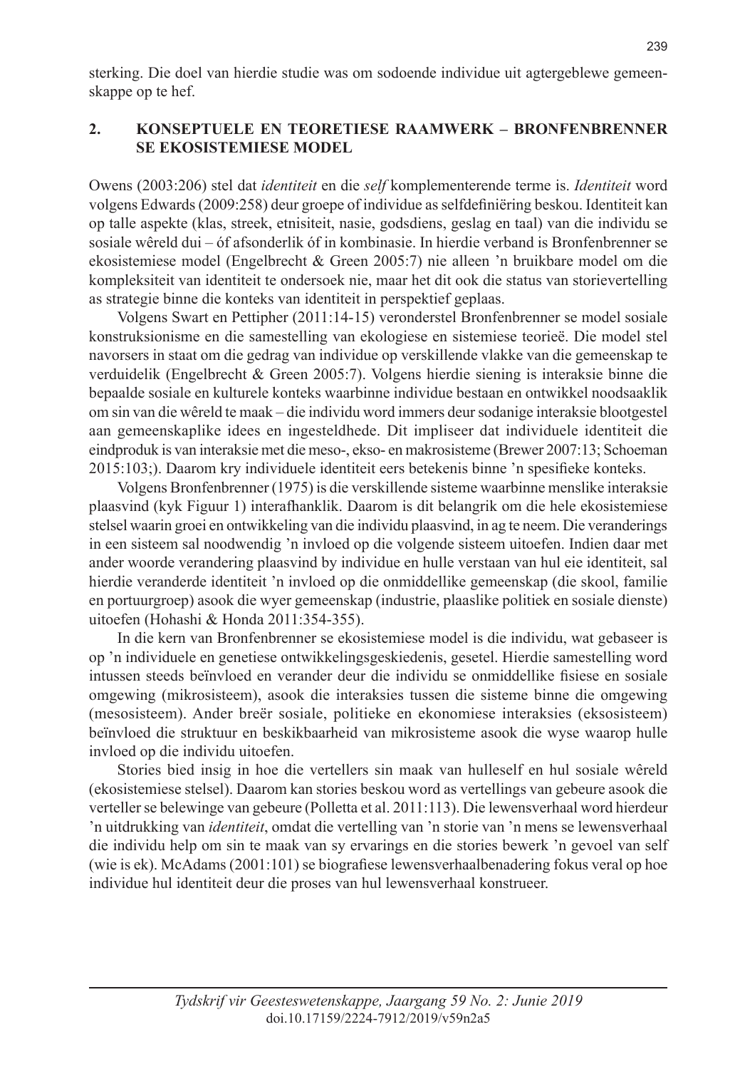sterking. Die doel van hierdie studie was om sodoende individue uit agtergeblewe gemeenskappe op te hef.

## 2. KONSEPTUELE EN TEORETIESE RAAMWERK – BRONFENBRENNER SE EKOSISTEMIESE MODEL

Owens (2003:206) stel dat *identiteit* en die *self* komplementerende terme is. *Identiteit* word volgens Edwards (2009:258) deur groepe of individue as selfdefiniëring beskou. Identiteit kan op talle aspekte (klas, streek, etnisiteit, nasie, godsdiens, geslag en taal) van die individu se sosiale wêreld dui – óf afsonderlik óf in kombinasie. In hierdie verband is Bronfenbrenner se ekosistemiese model (Engelbrecht & Green 2005:7) nie alleen ’n bruikbare model om die kompleksiteit van identiteit te ondersoek nie, maar het dit ook die status van storievertelling as strategie binne die konteks van identiteit in perspektief geplaas.

Volgens Swart en Pettipher (2011:14-15) veronderstel Bronfenbrenner se model sosiale konstruksionisme en die samestelling van ekologiese en sistemiese teorieë. Die model stel navorsers in staat om die gedrag van individue op verskillende vlakke van die gemeenskap te verduidelik (Engelbrecht & Green 2005:7). Volgens hierdie siening is interaksie binne die bepaalde sosiale en kulturele konteks waarbinne individue bestaan en ontwikkel noodsaaklik om sin van die wêreld te maak – die individu word immers deur sodanige interaksie blootgestel aan gemeenskaplike idees en ingesteldhede. Dit impliseer dat individuele identiteit die eindproduk is van interaksie met die meso-, ekso- en makrosisteme (Brewer 2007:13; Schoeman 2015:103;). Daarom kry individuele identiteit eers betekenis binne ’n spesifieke konteks.

Volgens Bronfenbrenner (1975) is die verskillende sisteme waarbinne menslike interaksie plaasvind (kyk Figuur 1) interafhanklik. Daarom is dit belangrik om die hele ekosistemiese stelsel waarin groei en ontwikkeling van die individu plaasvind, in ag te neem. Die veranderings in een sisteem sal noodwendig ’n invloed op die volgende sisteem uitoefen. Indien daar met ander woorde verandering plaasvind by individue en hulle verstaan van hul eie identiteit, sal hierdie veranderde identiteit ’n invloed op die onmiddellike gemeenskap (die skool, familie en portuurgroep) asook die wyer gemeenskap (industrie, plaaslike politiek en sosiale dienste) uitoefen (Hohashi & Honda 2011:354-355).

In die kern van Bronfenbrenner se ekosistemiese model is die individu, wat gebaseer is op ’n individuele en genetiese ontwikkelingsgeskiedenis, gesetel. Hierdie samestelling word intussen steeds beïnvloed en verander deur die individu se onmiddellike fisiese en sosiale omgewing (mikrosisteem), asook die interaksies tussen die sisteme binne die omgewing (mesosisteem). Ander breër sosiale, politieke en ekonomiese interaksies (eksosisteem) beïnvloed die struktuur en beskikbaarheid van mikrosisteme asook die wyse waarop hulle invloed op die individu uitoefen.

Stories bied insig in hoe die vertellers sin maak van hulleself en hul sosiale wêreld (ekosistemiese stelsel). Daarom kan stories beskou word as vertellings van gebeure asook die verteller se belewinge van gebeure (Polletta et al. 2011:113). Die lewensverhaal word hierdeur ’n uitdrukking van *identiteit*, omdat die vertelling van ’n storie van ’n mens se lewensverhaal die individu help om sin te maak van sy ervarings en die stories bewerk ’n gevoel van self (wie is ek). McAdams (2001:101) se biografiese lewensverhaalbenadering fokus veral op hoe individue hul identiteit deur die proses van hul lewensverhaal konstrueer.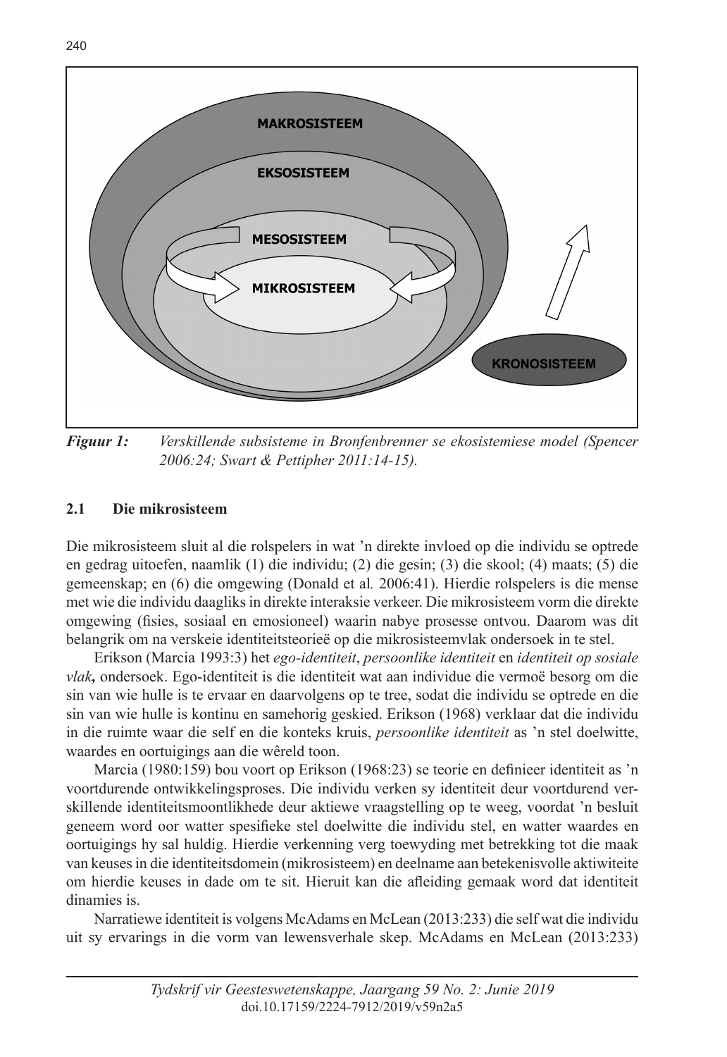MAKROSISTEEM

EKSOSISTEEM

MESOSISTEEM

MIKROSISTEEM

KRONOSISTEEM

***Figuur 1:*** *Verskillende subsisteme in Bronfenbrenner se ekosistemiese model (Spencer 2006:24; Swart & Pettipher 2011:14-15).*

## 2.1 Die mikrosisteem

Die mikrosisteem sluit al die rolspelers in wat 'n direkte invloed op die individu se optrede en gedrag uitoefen, naamlik (1) die individu; (2) die gesin; (3) die skool; (4) maats; (5) die gemeenskap; en (6) die omgewing (Donald et al*.* 2006:41). Hierdie rolspelers is die mense met wie die individu daagliks in direkte interaksie verkeer. Die mikrosisteem vorm die direkte omgewing (fisies, sosiaal en emosioneel) waarin nabye prosesse ontvou. Daarom was dit belangrik om na verskeie identiteitsteorieë op die mikrosisteemvlak ondersoek in te stel.

Erikson (Marcia 1993:3) het *ego-identiteit*, *persoonlike identiteit* en *identiteit op sosiale vlak***,** ondersoek. Ego-identiteit is die identiteit wat aan individue die vermoë besorg om die sin van wie hulle is te ervaar en daarvolgens op te tree, sodat die individu se optrede en die sin van wie hulle is kontinu en samehorig geskied. Erikson (1968) verklaar dat die individu in die ruimte waar die self en die konteks kruis, *persoonlike identiteit* as 'n stel doelwitte, waardes en oortuigings aan die wêreld toon.

Marcia (1980:159) bou voort op Erikson (1968:23) se teorie en definieer identiteit as 'n voortdurende ontwikkelingsproses. Die individu verken sy identiteit deur voortdurend verskillende identiteitsmoontlikhede deur aktiewe vraagstelling op te weeg, voordat 'n besluit geneem word oor watter spesifieke stel doelwitte die individu stel, en watter waardes en oortuigings hy sal huldig. Hierdie verkenning verg toewyding met betrekking tot die maak van keuses in die identiteitsdomein (mikrosisteem) en deelname aan betekenisvolle aktiwiteite om hierdie keuses in dade om te sit. Hieruit kan die afleiding gemaak word dat identiteit dinamies is.

Narratiewe identiteit is volgens McAdams en McLean (2013:233) die self wat die individu uit sy ervarings in die vorm van lewensverhale skep. McAdams en McLean (2013:233)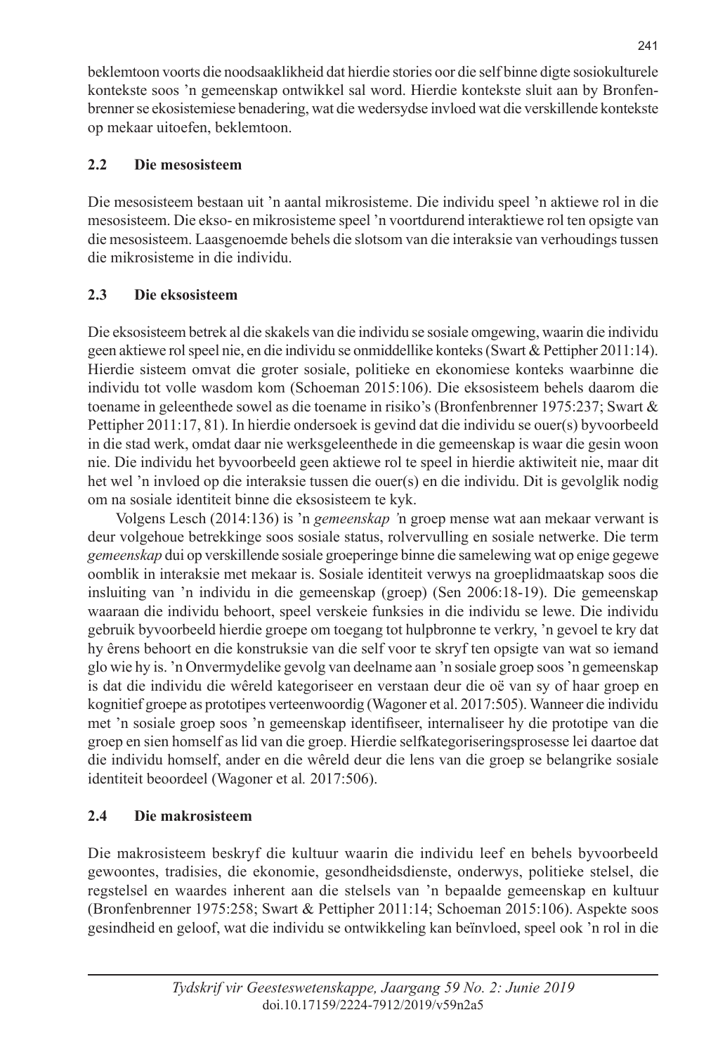beklemtoon voorts die noodsaaklikheid dat hierdie stories oor die self binne digte sosiokulturele kontekste soos 'n gemeenskap ontwikkel sal word. Hierdie kontekste sluit aan by Bronfenbrenner se ekosistemiese benadering, wat die wedersydse invloed wat die verskillende kontekste op mekaar uitoefen, beklemtoon.

## 2.2 Die mesosisteem

Die mesosisteem bestaan uit 'n aantal mikrosisteme. Die individu speel 'n aktiewe rol in die mesosisteem. Die ekso- en mikrosisteme speel 'n voortdurend interaktiewe rol ten opsigte van die mesosisteem. Laasgenoemde behels die slotsom van die interaksie van verhoudings tussen die mikrosisteme in die individu.

## 2.3 Die eksosisteem

Die eksosisteem betrek al die skakels van die individu se sosiale omgewing, waarin die individu geen aktiewe rol speel nie, en die individu se onmiddellike konteks (Swart & Pettipher 2011:14). Hierdie sisteem omvat die groter sosiale, politieke en ekonomiese konteks waarbinne die individu tot volle wasdom kom (Schoeman 2015:106). Die eksosisteem behels daarom die toename in geleenthede sowel as die toename in risiko's (Bronfenbrenner 1975:237; Swart & Pettipher 2011:17, 81). In hierdie ondersoek is gevind dat die individu se ouer(s) byvoorbeeld in die stad werk, omdat daar nie werksgeleenthede in die gemeenskap is waar die gesin woon nie. Die individu het byvoorbeeld geen aktiewe rol te speel in hierdie aktiwiteit nie, maar dit het wel 'n invloed op die interaksie tussen die ouer(s) en die individu. Dit is gevolglik nodig om na sosiale identiteit binne die eksosisteem te kyk.

Volgens Lesch (2014:136) is 'n *gemeenskap* 'n groep mense wat aan mekaar verwant is deur volgehoue betrekkinge soos sosiale status, rolvervulling en sosiale netwerke. Die term *gemeenskap* dui op verskillende sosiale groeperinge binne die samelewing wat op enige gegewe oomblik in interaksie met mekaar is. Sosiale identiteit verwys na groeplidmaatskap soos die insluiting van 'n individu in die gemeenskap (groep) (Sen 2006:18-19). Die gemeenskap waaraan die individu behoort, speel verskeie funksies in die individu se lewe. Die individu gebruik byvoorbeeld hierdie groepe om toegang tot hulpbronne te verkry, 'n gevoel te kry dat hy êrens behoort en die konstruksie van die self voor te skryf ten opsigte van wat so iemand glo wie hy is. 'n Onvermydelike gevolg van deelname aan 'n sosiale groep soos 'n gemeenskap is dat die individu die wêreld kategoriseer en verstaan deur die oë van sy of haar groep en kognitief groepe as prototipes verteenwoordig (Wagoner et al. 2017:505). Wanneer die individu met 'n sosiale groep soos 'n gemeenskap identifiseer, internaliseer hy die prototipe van die groep en sien homself as lid van die groep. Hierdie selfkategoriseringsprosesse lei daartoe dat die individu homself, ander en die wêreld deur die lens van die groep se belangrike sosiale identiteit beoordeel (Wagoner et al*.* 2017:506).

## 2.4 Die makrosisteem

Die makrosisteem beskryf die kultuur waarin die individu leef en behels byvoorbeeld gewoontes, tradisies, die ekonomie, gesondheidsdienste, onderwys, politieke stelsel, die regstelsel en waardes inherent aan die stelsels van 'n bepaalde gemeenskap en kultuur (Bronfenbrenner 1975:258; Swart & Pettipher 2011:14; Schoeman 2015:106). Aspekte soos gesindheid en geloof, wat die individu se ontwikkeling kan beïnvloed, speel ook 'n rol in die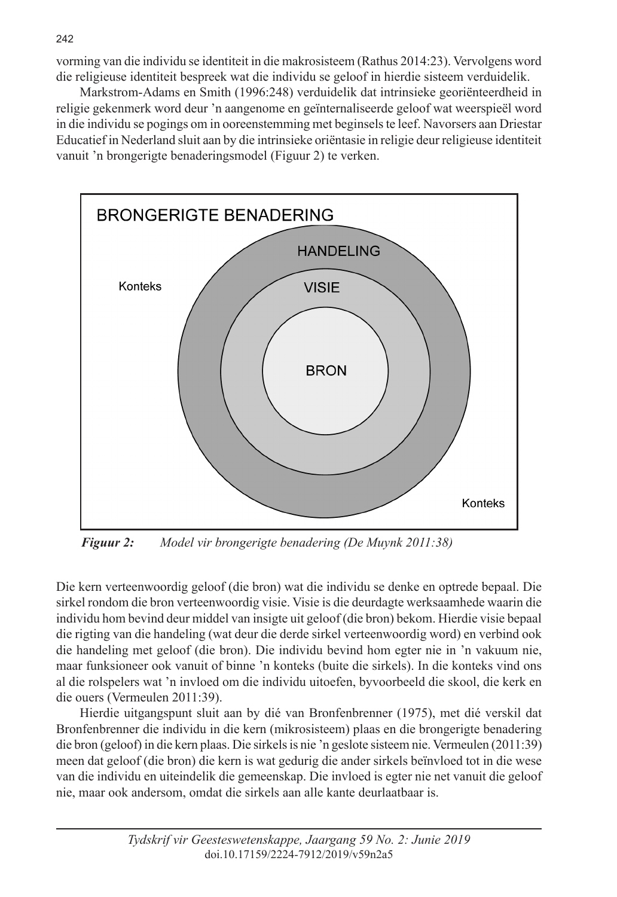vorming van die individu se identiteit in die makrosisteem (Rathus 2014:23). Vervolgens word die religieuse identiteit bespreek wat die individu se geloof in hierdie sisteem verduidelik.

Markstrom-Adams en Smith (1996:248) verduidelik dat intrinsieke georiënteerdheid in religie gekenmerk word deur 'n aangenome en geïnternaliseerde geloof wat weerspieël word in die individu se pogings om in ooreenstemming met beginsels te leef. Navorsers aan Driestar Educatief in Nederland sluit aan by die intrinsieke oriëntasie in religie deur religieuse identiteit vanuit 'n brongerigte benaderingsmodel (Figuur 2) te verken.

BRONGERIGTE BENADERING

HANDELING

Konteks

VISIE

BRON

Konteks

***Figuur 2:*** *Model vir brongerigte benadering (De Muynk 2011:38)*

Die kern verteenwoordig geloof (die bron) wat die individu se denke en optrede bepaal. Die sirkel rondom die bron verteenwoordig visie. Visie is die deurdagte werksaamhede waarin die individu hom bevind deur middel van insigte uit geloof (die bron) bekom. Hierdie visie bepaal die rigting van die handeling (wat deur die derde sirkel verteenwoordig word) en verbind ook die handeling met geloof (die bron). Die individu bevind hom egter nie in 'n vakuum nie, maar funksioneer ook vanuit of binne 'n konteks (buite die sirkels). In die konteks vind ons al die rolspelers wat 'n invloed om die individu uitoefen, byvoorbeeld die skool, die kerk en die ouers (Vermeulen 2011:39).

Hierdie uitgangspunt sluit aan by dié van Bronfenbrenner (1975), met dié verskil dat Bronfenbrenner die individu in die kern (mikrosisteem) plaas en die brongerigte benadering die bron (geloof) in die kern plaas. Die sirkels is nie 'n geslote sisteem nie. Vermeulen (2011:39) meen dat geloof (die bron) die kern is wat gedurig die ander sirkels beïnvloed tot in die wese van die individu en uiteindelik die gemeenskap. Die invloed is egter nie net vanuit die geloof nie, maar ook andersom, omdat die sirkels aan alle kante deurlaatbaar is.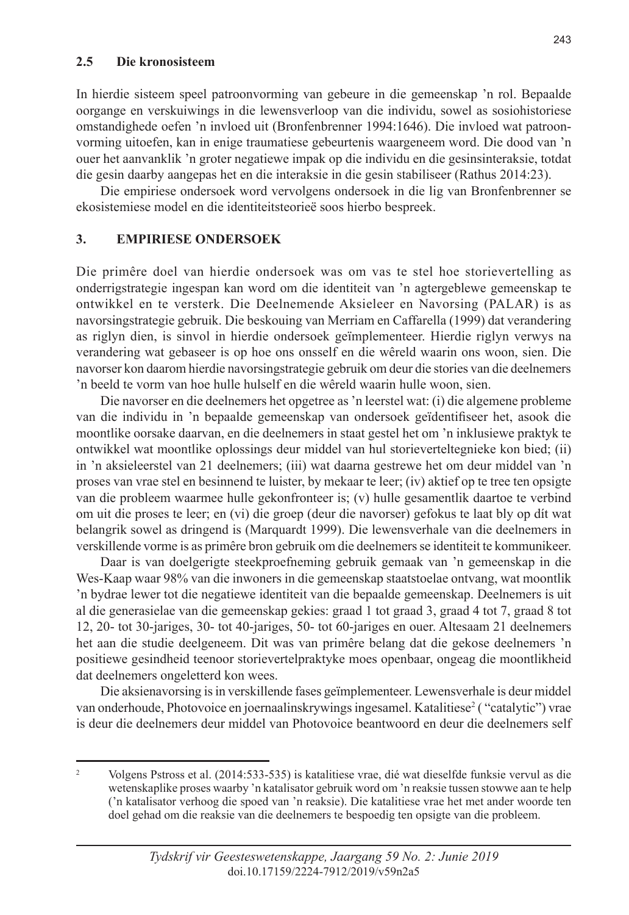## 2.5 Die kronosisteem

In hierdie sisteem speel patroonvorming van gebeure in die gemeenskap ’n rol. Bepaalde oorgange en verskuiwings in die lewensverloop van die individu, sowel as sosiohistoriese omstandighede oefen ’n invloed uit (Bronfenbrenner 1994:1646). Die invloed wat patroonvorming uitoefen, kan in enige traumatiese gebeurtenis waargeneem word. Die dood van ’n ouer het aanvanklik ’n groter negatiewe impak op die individu en die gesinsinteraksie, totdat die gesin daarby aangepas het en die interaksie in die gesin stabiliseer (Rathus 2014:23).

Die empiriese ondersoek word vervolgens ondersoek in die lig van Bronfenbrenner se ekosistemiese model en die identiteitsteorieë soos hierbo bespreek.

## 3. EMPIRIESE ONDERSOEK

Die primêre doel van hierdie ondersoek was om vas te stel hoe storievertelling as onderrigstrategie ingespan kan word om die identiteit van ’n agtergeblewe gemeenskap te ontwikkel en te versterk. Die Deelnemende Aksieleer en Navorsing (PALAR) is as navorsingstrategie gebruik. Die beskouing van Merriam en Caffarella (1999) dat verandering as riglyn dien, is sinvol in hierdie ondersoek geïmplementeer. Hierdie riglyn verwys na verandering wat gebaseer is op hoe ons onsself en die wêreld waarin ons woon, sien. Die navorser kon daarom hierdie navorsingstrategie gebruik om deur die stories van die deelnemers ’n beeld te vorm van hoe hulle hulself en die wêreld waarin hulle woon, sien.

Die navorser en die deelnemers het opgetree as ’n leerstel wat: (i) die algemene probleme van die individu in ’n bepaalde gemeenskap van ondersoek geïdentifiseer het, asook die moontlike oorsake daarvan, en die deelnemers in staat gestel het om ’n inklusiewe praktyk te ontwikkel wat moontlike oplossings deur middel van hul storieverteltegnieke kon bied; (ii) in ’n aksieleerstel van 21 deelnemers; (iii) wat daarna gestrewe het om deur middel van ’n proses van vrae stel en besinnend te luister, by mekaar te leer; (iv) aktief op te tree ten opsigte van die probleem waarmee hulle gekonfronteer is; (v) hulle gesamentlik daartoe te verbind om uit die proses te leer; en (vi) die groep (deur die navorser) gefokus te laat bly op dít wat belangrik sowel as dringend is (Marquardt 1999). Die lewensverhale van die deelnemers in verskillende vorme is as primêre bron gebruik om die deelnemers se identiteit te kommunikeer.

Daar is van doelgerigte steekproefneming gebruik gemaak van ’n gemeenskap in die Wes-Kaap waar 98% van die inwoners in die gemeenskap staatstoelae ontvang, wat moontlik ’n bydrae lewer tot die negatiewe identiteit van die bepaalde gemeenskap. Deelnemers is uit al die generasielae van die gemeenskap gekies: graad 1 tot graad 3, graad 4 tot 7, graad 8 tot 12, 20- tot 30-jariges, 30- tot 40-jariges, 50- tot 60-jariges en ouer. Altesaam 21 deelnemers het aan die studie deelgeneem. Dit was van primêre belang dat die gekose deelnemers ’n positiewe gesindheid teenoor storievertelpraktyke moes openbaar, ongeag die moontlikheid dat deelnemers ongeletterd kon wees.

Die aksienavorsing is in verskillende fases geïmplementeer. Lewensverhale is deur middel van onderhoude, Photovoice en joernaalinskrywings ingesamel. Katalitiese[2] ( “catalytic”) vrae is deur die deelnemers deur middel van Photovoice beantwoord en deur die deelnemers self

---

[2] Volgens Pstross et al. (2014:533-535) is katalitiese vrae, dié wat dieselfde funksie vervul as die wetenskaplike proses waarby ’n katalisator gebruik word om ’n reaksie tussen stowwe aan te help (’n katalisator verhoog die spoed van ’n reaksie). Die katalitiese vrae het met ander woorde ten doel gehad om die reaksie van die deelnemers te bespoedig ten opsigte van die probleem.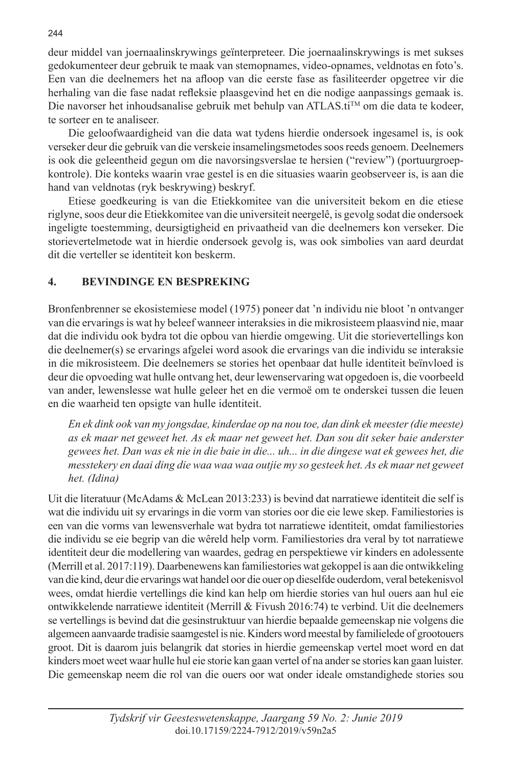deur middel van joernaalinskrywings geïnterpreteer. Die joernaalinskrywings is met sukses gedokumenteer deur gebruik te maak van stemopnames, video-opnames, veldnotas en foto's. Een van die deelnemers het na afloop van die eerste fase as fasiliteerder opgetree vir die herhaling van die fase nadat refleksie plaasgevind het en die nodige aanpassings gemaak is. Die navorser het inhoudsanalise gebruik met behulp van ATLAS.ti™ om die data te kodeer, te sorteer en te analiseer.

Die geloofwaardigheid van die data wat tydens hierdie ondersoek ingesamel is, is ook verseker deur die gebruik van die verskeie insamelingsmetodes soos reeds genoem. Deelnemers is ook die geleentheid gegun om die navorsingsverslae te hersien ("review") (portuurgroep-kontrole). Die konteks waarin vrae gestel is en die situasies waarin geobserveer is, is aan die hand van veldnotas (ryk beskrywing) beskryf.

Etiese goedkeuring is van die Etiekkomitee van die universiteit bekom en die etiese riglyne, soos deur die Etiekkomitee van die universiteit neergelê, is gevolg sodat die ondersoek ingeligte toestemming, deursigtigheid en privaatheid van die deelnemers kon verseker. Die storievertelmetode wat in hierdie ondersoek gevolg is, was ook simbolies van aard deurdat dit die verteller se identiteit kon beskerm.

## 4. BEVINDINGE EN BESPREKING

Bronfenbrenner se ekosistemiese model (1975) poneer dat 'n individu nie bloot 'n ontvanger van die ervarings is wat hy beleef wanneer interaksies in die mikrosisteem plaasvind nie, maar dat die individu ook bydra tot die opbou van hierdie omgewing. Uit die storievertellings kon die deelnemer(s) se ervarings afgelei word asook die ervarings van die individu se interaksie in die mikrosisteem. Die deelnemers se stories het openbaar dat hulle identiteit beïnvloed is deur die opvoeding wat hulle ontvang het, deur lewenservaring wat opgedoen is, die voorbeeld van ander, lewenslesse wat hulle geleer het en die vermoë om te onderskei tussen die leuen en die waarheid ten opsigte van hulle identiteit.

> *En ek dink ook van my jongsdae, kinderdae op na nou toe, dan dink ek meester (die meeste) as ek maar net geweet het. As ek maar net geweet het. Dan sou dit seker baie anderster gewees het. Dan was ek nie in die baie in die... uh... in die dingese wat ek gewees het, die messtekery en daai ding die waa waa waa outjie my so gesteek het. As ek maar net geweet het. (Idina)*

Uit die literatuur (McAdams & McLean 2013:233) is bevind dat narratiewe identiteit die self is wat die individu uit sy ervarings in die vorm van stories oor die eie lewe skep. Familiestories is een van die vorms van lewensverhale wat bydra tot narratiewe identiteit, omdat familiestories die individu se eie begrip van die wêreld help vorm. Familiestories dra veral by tot narratiewe identiteit deur die modellering van waardes, gedrag en perspektiewe vir kinders en adolessente (Merrill et al. 2017:119). Daarbenewens kan familiestories wat gekoppel is aan die ontwikkeling van die kind, deur die ervarings wat handel oor die ouer op dieselfde ouderdom, veral betekenisvol wees, omdat hierdie vertellings die kind kan help om hierdie stories van hul ouers aan hul eie ontwikkelende narratiewe identiteit (Merrill & Fivush 2016:74) te verbind. Uit die deelnemers se vertellings is bevind dat die gesinstruktuur van hierdie bepaalde gemeenskap nie volgens die algemeen aanvaarde tradisie saamgestel is nie. Kinders word meestal by familielede of grootouers groot. Dit is daarom juis belangrik dat stories in hierdie gemeenskap vertel moet word en dat kinders moet weet waar hulle hul eie storie kan gaan vertel of na ander se stories kan gaan luister. Die gemeenskap neem die rol van die ouers oor wat onder ideale omstandighede stories sou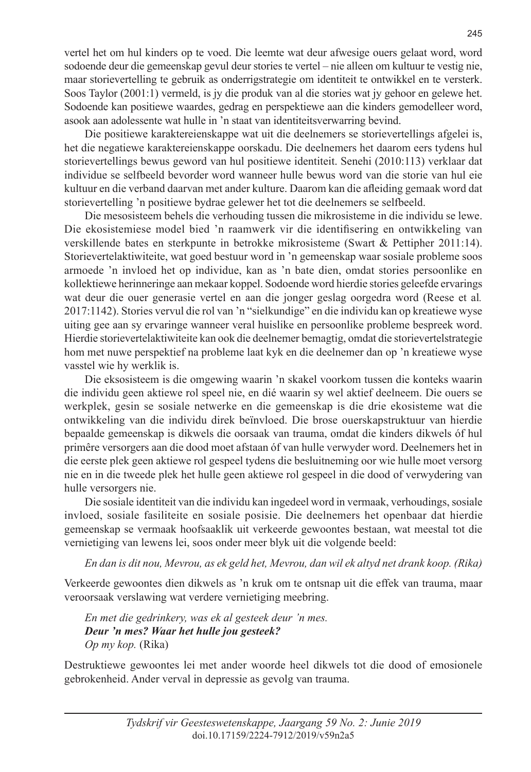vertel het om hul kinders op te voed. Die leemte wat deur afwesige ouers gelaat word, word sodoende deur die gemeenskap gevul deur stories te vertel – nie alleen om kultuur te vestig nie, maar storievertelling te gebruik as onderrigstrategie om identiteit te ontwikkel en te versterk. Soos Taylor (2001:1) vermeld, is jy die produk van al die stories wat jy gehoor en gelewe het. Sodoende kan positiewe waardes, gedrag en perspektiewe aan die kinders gemodelleer word, asook aan adolessente wat hulle in ’n staat van identiteitsverwarring bevind.

Die positiewe karaktereienskappe wat uit die deelnemers se storievertellings afgelei is, het die negatiewe karaktereienskappe oorskadu. Die deelnemers het daarom eers tydens hul storievertellings bewus geword van hul positiewe identiteit. Senehi (2010:113) verklaar dat individue se selfbeeld bevorder word wanneer hulle bewus word van die storie van hul eie kultuur en die verband daarvan met ander kulture. Daarom kan die afleiding gemaak word dat storievertelling ’n positiewe bydrae gelewer het tot die deelnemers se selfbeeld.

Die mesosisteem behels die verhouding tussen die mikrosisteme in die individu se lewe. Die ekosistemiese model bied ’n raamwerk vir die identifisering en ontwikkeling van verskillende bates en sterkpunte in betrokke mikrosisteme (Swart & Pettipher 2011:14). Storievertelaktiwiteite, wat goed bestuur word in ’n gemeenskap waar sosiale probleme soos armoede ’n invloed het op individue, kan as ’n bate dien, omdat stories persoonlike en kollektiewe herinneringe aan mekaar koppel. Sodoende word hierdie stories geleefde ervarings wat deur die ouer generasie vertel en aan die jonger geslag oorgedra word (Reese et al*.* 2017:1142). Stories vervul die rol van ’n “sielkundige” en die individu kan op kreatiewe wyse uiting gee aan sy ervaringe wanneer veral huislike en persoonlike probleme bespreek word. Hierdie storievertelaktiwiteite kan ook die deelnemer bemagtig, omdat die storievertelstrategie hom met nuwe perspektief na probleme laat kyk en die deelnemer dan op ’n kreatiewe wyse vasstel wie hy werklik is.

Die eksosisteem is die omgewing waarin ’n skakel voorkom tussen die konteks waarin die individu geen aktiewe rol speel nie, en dié waarin sy wel aktief deelneem. Die ouers se werkplek, gesin se sosiale netwerke en die gemeenskap is die drie ekosisteme wat die ontwikkeling van die individu direk beïnvloed. Die brose ouerskapstruktuur van hierdie bepaalde gemeenskap is dikwels die oorsaak van trauma, omdat die kinders dikwels óf hul primêre versorgers aan die dood moet afstaan óf van hulle verwyder word. Deelnemers het in die eerste plek geen aktiewe rol gespeel tydens die besluitneming oor wie hulle moet versorg nie en in die tweede plek het hulle geen aktiewe rol gespeel in die dood of verwydering van hulle versorgers nie.

Die sosiale identiteit van die individu kan ingedeel word in vermaak, verhoudings, sosiale invloed, sosiale fasiliteite en sosiale posisie. Die deelnemers het openbaar dat hierdie gemeenskap se vermaak hoofsaaklik uit verkeerde gewoontes bestaan, wat meestal tot die vernietiging van lewens lei, soos onder meer blyk uit die volgende beeld:

> *En dan is dit nou, Mevrou, as ek geld het, Mevrou, dan wil ek altyd net drank koop. (Rika)*

Verkeerde gewoontes dien dikwels as ’n kruk om te ontsnap uit die effek van trauma, maar veroorsaak verslawing wat verdere vernietiging meebring.

> *En met die gedrinkery, was ek al gesteek deur ’n mes.*
> ***Deur ’n mes? Waar het hulle jou gesteek?***
> *Op my kop.* (Rika)

Destruktiewe gewoontes lei met ander woorde heel dikwels tot die dood of emosionele gebrokenheid. Ander verval in depressie as gevolg van trauma.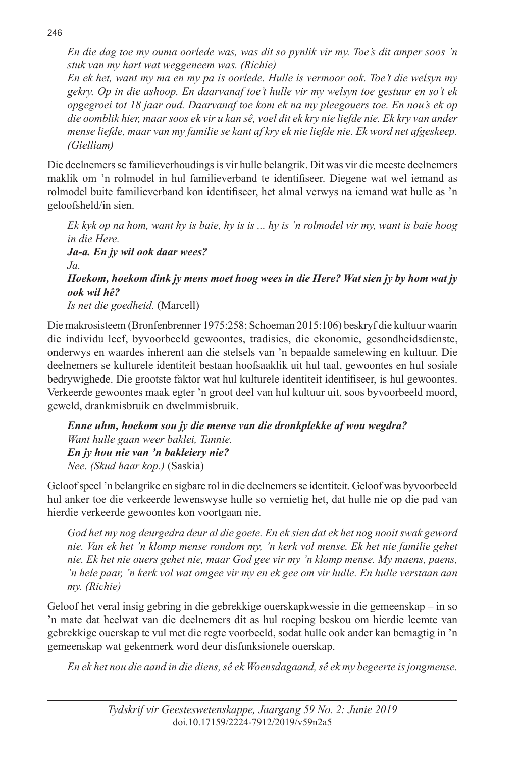*En die dag toe my ouma oorlede was, was dit so pynlik vir my. Toe's dit amper soos 'n stuk van my hart wat weggeneem was. (Richie)*

*En ek het, want my ma en my pa is oorlede. Hulle is vermoor ook. Toe't die welsyn my gekry. Op in die ashoop. En daarvanaf toe't hulle vir my welsyn toe gestuur en so't ek opgegroei tot 18 jaar oud. Daarvanaf toe kom ek na my pleegouers toe. En nou's ek op die oomblik hier, maar soos ek vir u kan sê, voel dit ek kry nie liefde nie. Ek kry van ander mense liefde, maar van my familie se kant af kry ek nie liefde nie. Ek word net afgeskeep. (Gielliam)*

Die deelnemers se familieverhoudings is vir hulle belangrik. Dit was vir die meeste deelnemers maklik om 'n rolmodel in hul familieverband te identifiseer. Diegene wat wel iemand as rolmodel buite familieverband kon identifiseer, het almal verwys na iemand wat hulle as 'n geloofsheld/in sien.

*Ek kyk op na hom, want hy is baie, hy is is ... hy is 'n rolmodel vir my, want is baie hoog in die Here.*
***Ja-a. En jy wil ook daar wees?***
*Ja.*
***Hoekom, hoekom dink jy mens moet hoog wees in die Here? Wat sien jy by hom wat jy ook wil hê?***
*Is net die goedheid.* (Marcell)

Die makrosisteem (Bronfenbrenner 1975:258; Schoeman 2015:106) beskryf die kultuur waarin die individu leef, byvoorbeeld gewoontes, tradisies, die ekonomie, gesondheidsdienste, onderwys en waardes inherent aan die stelsels van 'n bepaalde samelewing en kultuur. Die deelnemers se kulturele identiteit bestaan hoofsaaklik uit hul taal, gewoontes en hul sosiale bedrywighede. Die grootste faktor wat hul kulturele identiteit identifiseer, is hul gewoontes. Verkeerde gewoontes maak egter 'n groot deel van hul kultuur uit, soos byvoorbeeld moord, geweld, drankmisbruik en dwelmmisbruik.

***Enne uhm, hoekom sou jy die mense van die dronkplekke af wou wegdra?***
*Want hulle gaan weer baklei, Tannie.*
***En jy hou nie van 'n bakleiery nie?***
*Nee. (Skud haar kop.)* (Saskia)

Geloof speel 'n belangrike en sigbare rol in die deelnemers se identiteit. Geloof was byvoorbeeld hul anker toe die verkeerde lewenswyse hulle so vernietig het, dat hulle nie op die pad van hierdie verkeerde gewoontes kon voortgaan nie.

*God het my nog deurgedra deur al die goete. En ek sien dat ek het nog nooit swak geword nie. Van ek het 'n klomp mense rondom my, 'n kerk vol mense. Ek het nie familie gehet nie. Ek het nie ouers gehet nie, maar God gee vir my 'n klomp mense. My maens, paens, 'n hele paar, 'n kerk vol wat omgee vir my en ek gee om vir hulle. En hulle verstaan aan my. (Richie)*

Geloof het veral insig gebring in die gebrekkige ouerskapkwessie in die gemeenskap – in so 'n mate dat heelwat van die deelnemers dit as hul roeping beskou om hierdie leemte van gebrekkige ouerskap te vul met die regte voorbeeld, sodat hulle ook ander kan bemagtig in 'n gemeenskap wat gekenmerk word deur disfunksionele ouerskap.

*En ek het nou die aand in die diens, sê ek Woensdagaand, sê ek my begeerte is jongmense.*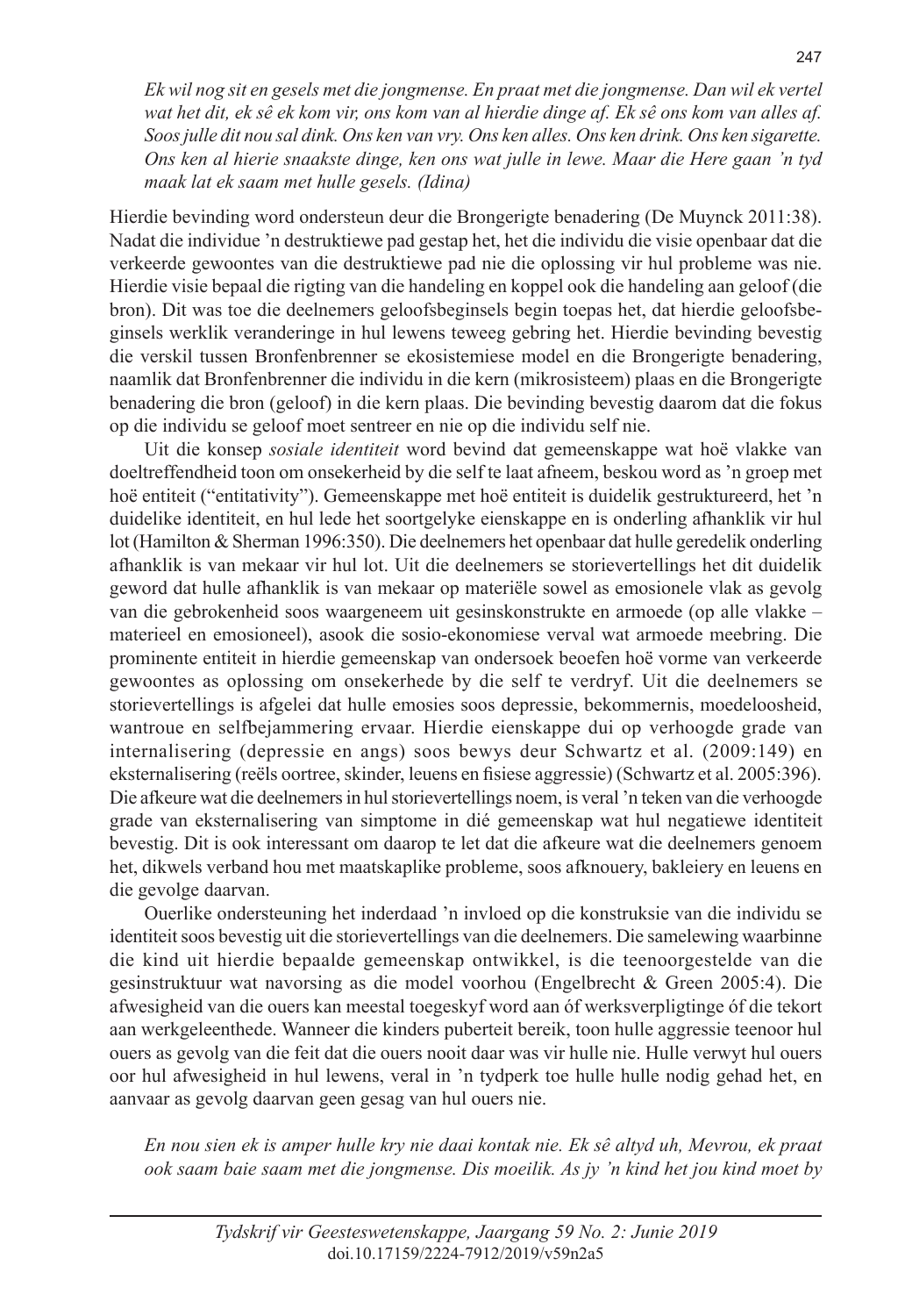*Ek wil nog sit en gesels met die jongmense. En praat met die jongmense. Dan wil ek vertel wat het dit, ek sê ek kom vir, ons kom van al hierdie dinge af. Ek sê ons kom van alles af. Soos julle dit nou sal dink. Ons ken van vry. Ons ken alles. Ons ken drink. Ons ken sigarette. Ons ken al hierie snaakste dinge, ken ons wat julle in lewe. Maar die Here gaan 'n tyd maak lat ek saam met hulle gesels. (Idina)*

Hierdie bevinding word ondersteun deur die Brongerigte benadering (De Muynck 2011:38). Nadat die individue 'n destruktiewe pad gestap het, het die individu die visie openbaar dat die verkeerde gewoontes van die destruktiewe pad nie die oplossing vir hul probleme was nie. Hierdie visie bepaal die rigting van die handeling en koppel ook die handeling aan geloof (die bron). Dit was toe die deelnemers geloofsbeginsels begin toepas het, dat hierdie geloofsbeginsels werklik veranderinge in hul lewens teweeg gebring het. Hierdie bevinding bevestig die verskil tussen Bronfenbrenner se ekosistemiese model en die Brongerigte benadering, naamlik dat Bronfenbrenner die individu in die kern (mikrosisteem) plaas en die Brongerigte benadering die bron (geloof) in die kern plaas. Die bevinding bevestig daarom dat die fokus op die individu se geloof moet sentreer en nie op die individu self nie.

Uit die konsep *sosiale identiteit* word bevind dat gemeenskappe wat hoë vlakke van doeltreffendheid toon om onsekerheid by die self te laat afneem, beskou word as 'n groep met hoë entiteit ("entitativity"). Gemeenskappe met hoë entiteit is duidelik gestruktureerd, het 'n duidelike identiteit, en hul lede het soortgelyke eienskappe en is onderling afhanklik vir hul lot (Hamilton & Sherman 1996:350). Die deelnemers het openbaar dat hulle geredelik onderling afhanklik is van mekaar vir hul lot. Uit die deelnemers se storievertellings het dit duidelik geword dat hulle afhanklik is van mekaar op materiële sowel as emosionele vlak as gevolg van die gebrokenheid soos waargeneem uit gesinskonstrukte en armoede (op alle vlakke – materieel en emosioneel), asook die sosio-ekonomiese verval wat armoede meebring. Die prominente entiteit in hierdie gemeenskap van ondersoek beoefen hoë vorme van verkeerde gewoontes as oplossing om onsekerhede by die self te verdryf. Uit die deelnemers se storievertellings is afgelei dat hulle emosies soos depressie, bekommernis, moedeloosheid, wantroue en selfbejammering ervaar. Hierdie eienskappe dui op verhoogde grade van internalisering (depressie en angs) soos bewys deur Schwartz et al. (2009:149) en eksternalisering (reëls oortree, skinder, leuens en fisiese aggressie) (Schwartz et al. 2005:396). Die afkeure wat die deelnemers in hul storievertellings noem, is veral 'n teken van die verhoogde grade van eksternalisering van simptome in dié gemeenskap wat hul negatiewe identiteit bevestig. Dit is ook interessant om daarop te let dat die afkeure wat die deelnemers genoem het, dikwels verband hou met maatskaplike probleme, soos afknouery, bakleiery en leuens en die gevolge daarvan.

Ouerlike ondersteuning het inderdaad 'n invloed op die konstruksie van die individu se identiteit soos bevestig uit die storievertellings van die deelnemers. Die samelewing waarbinne die kind uit hierdie bepaalde gemeenskap ontwikkel, is die teenoorgestelde van die gesinstruktuur wat navorsing as die model voorhou (Engelbrecht & Green 2005:4). Die afwesigheid van die ouers kan meestal toegeskryf word aan óf werksverpligtinge óf die tekort aan werkgeleenthede. Wanneer die kinders puberteit bereik, toon hulle aggressie teenoor hul ouers as gevolg van die feit dat die ouers nooit daar was vir hulle nie. Hulle verwyt hul ouers oor hul afwesigheid in hul lewens, veral in 'n tydperk toe hulle hulle nodig gehad het, en aanvaar as gevolg daarvan geen gesag van hul ouers nie.

*En nou sien ek is amper hulle kry nie daai kontak nie. Ek sê altyd uh, Mevrou, ek praat ook saam baie saam met die jongmense. Dis moeilik. As jy 'n kind het jou kind moet by*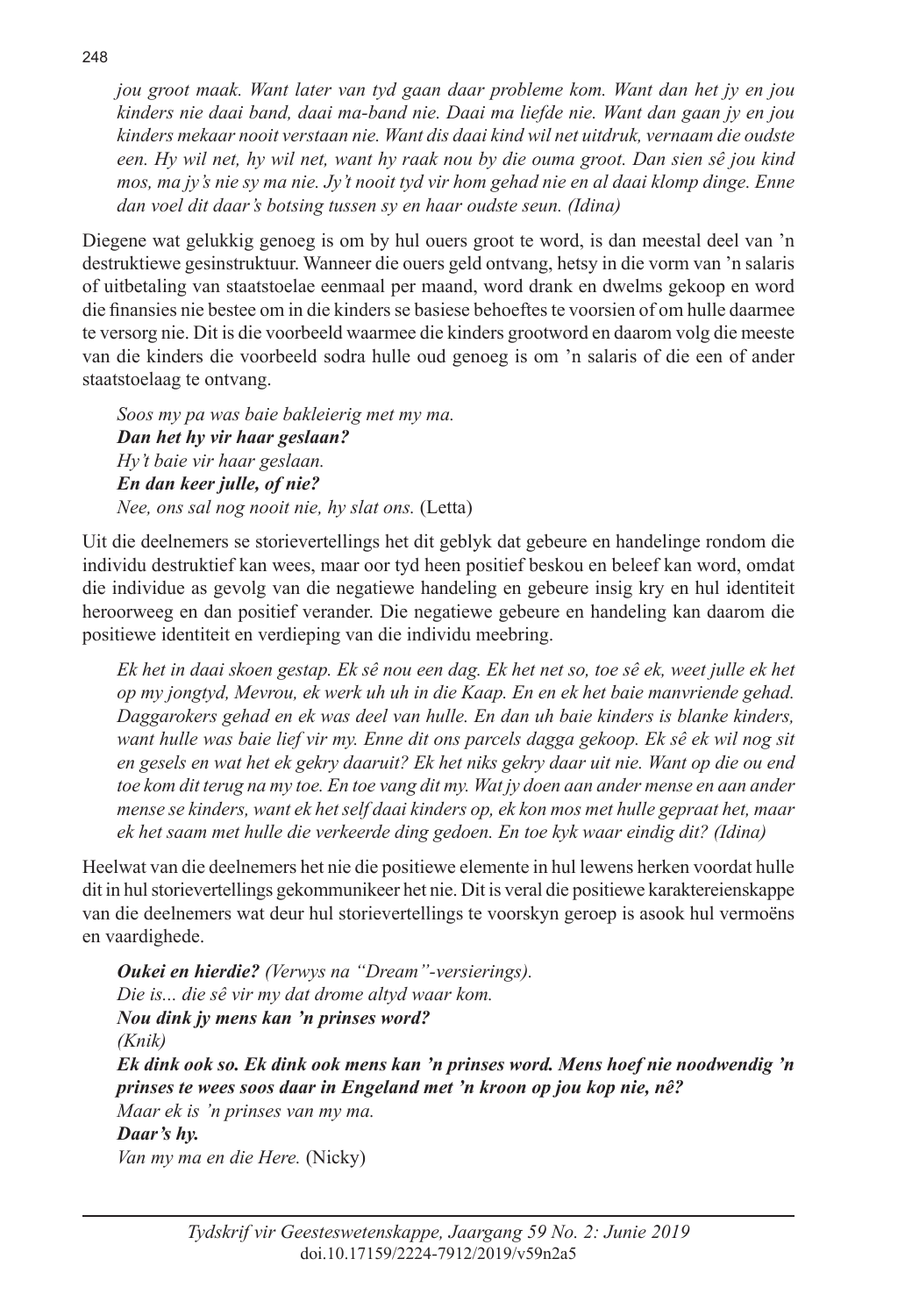*jou groot maak. Want later van tyd gaan daar probleme kom. Want dan het jy en jou kinders nie daai band, daai ma-band nie. Daai ma liefde nie. Want dan gaan jy en jou kinders mekaar nooit verstaan nie. Want dis daai kind wil net uitdruk, vernaam die oudste een. Hy wil net, hy wil net, want hy raak nou by die ouma groot. Dan sien sê jou kind mos, ma jy's nie sy ma nie. Jy't nooit tyd vir hom gehad nie en al daai klomp dinge. Enne dan voel dit daar's botsing tussen sy en haar oudste seun. (Idina)*

Diegene wat gelukkig genoeg is om by hul ouers groot te word, is dan meestal deel van 'n destruktiewe gesinstruktuur. Wanneer die ouers geld ontvang, hetsy in die vorm van 'n salaris of uitbetaling van staatstoelae eenmaal per maand, word drank en dwelms gekoop en word die finansies nie bestee om in die kinders se basiese behoeftes te voorsien of om hulle daarmee te versorg nie. Dit is die voorbeeld waarmee die kinders grootword en daarom volg die meeste van die kinders die voorbeeld sodra hulle oud genoeg is om 'n salaris of die een of ander staatstoelaag te ontvang.

*Soos my pa was baie bakleierig met my ma.*
***Dan het hy vir haar geslaan?***
*Hy't baie vir haar geslaan.*
***En dan keer julle, of nie?***
*Nee, ons sal nog nooit nie, hy slat ons.* (Letta)

Uit die deelnemers se storievertellings het dit geblyk dat gebeure en handelinge rondom die individu destruktief kan wees, maar oor tyd heen positief beskou en beleef kan word, omdat die individue as gevolg van die negatiewe handeling en gebeure insig kry en hul identiteit heroorweeg en dan positief verander. Die negatiewe gebeure en handeling kan daarom die positiewe identiteit en verdieping van die individu meebring.

*Ek het in daai skoen gestap. Ek sê nou een dag. Ek het net so, toe sê ek, weet julle ek het op my jongtyd, Mevrou, ek werk uh uh in die Kaap. En en ek het baie manvriende gehad. Daggarokers gehad en ek was deel van hulle. En dan uh baie kinders is blanke kinders, want hulle was baie lief vir my. Enne dit ons parcels dagga gekoop. Ek sê ek wil nog sit en gesels en wat het ek gekry daaruit? Ek het niks gekry daar uit nie. Want op die ou end toe kom dit terug na my toe. En toe vang dit my. Wat jy doen aan ander mense en aan ander mense se kinders, want ek het self daai kinders op, ek kon mos met hulle gepraat het, maar ek het saam met hulle die verkeerde ding gedoen. En toe kyk waar eindig dit? (Idina)*

Heelwat van die deelnemers het nie die positiewe elemente in hul lewens herken voordat hulle dit in hul storievertellings gekommunikeer het nie. Dit is veral die positiewe karaktereienskappe van die deelnemers wat deur hul storievertellings te voorskyn geroep is asook hul vermoëns en vaardighede.

***Oukei en hierdie?*** *(Verwys na "Dream"-versierings).*
*Die is... die sê vir my dat drome altyd waar kom.*
***Nou dink jy mens kan 'n prinses word?***
*(Knik)*
***Ek dink ook so. Ek dink ook mens kan 'n prinses word. Mens hoef nie noodwendig 'n prinses te wees soos daar in Engeland met 'n kroon op jou kop nie, nê?***
*Maar ek is 'n prinses van my ma.*
***Daar's hy.***
*Van my ma en die Here.* (Nicky)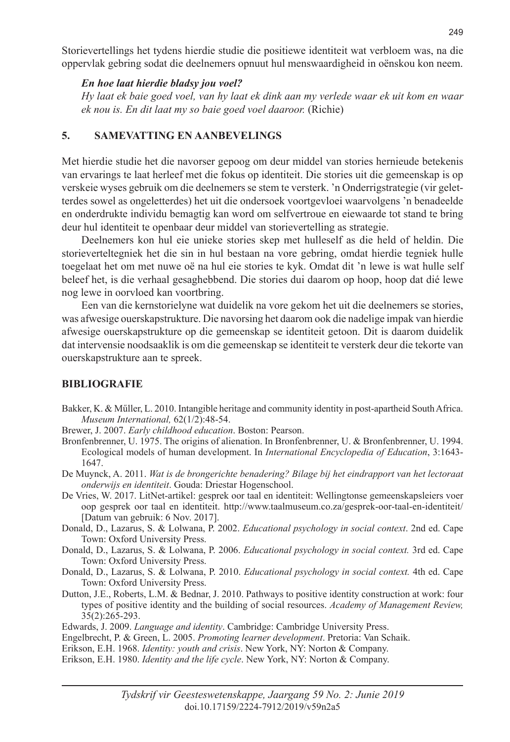Storievertellings het tydens hierdie studie die positiewe identiteit wat verbloem was, na die oppervlak gebring sodat die deelnemers opnuut hul menswaardigheid in oënskou kon neem.

> ***En hoe laat hierdie bladsy jou voel?***
> *Hy laat ek baie goed voel, van hy laat ek dink aan my verlede waar ek uit kom en waar ek nou is. En dit laat my so baie goed voel daaroor.* (Richie)

## 5. SAMEVATTING EN AANBEVELINGS

Met hierdie studie het die navorser gepoog om deur middel van stories hernieude betekenis van ervarings te laat herleef met die fokus op identiteit. Die stories uit die gemeenskap is op verskeie wyses gebruik om die deelnemers se stem te versterk. 'n Onderrigstrategie (vir geletterdes sowel as ongeletterdes) het uit die ondersoek voortgevloei waarvolgens 'n benadeelde en onderdrukte individu bemagtig kan word om selfvertroue en eiewaarde tot stand te bring deur hul identiteit te openbaar deur middel van storievertelling as strategie.

Deelnemers kon hul eie unieke stories skep met hulleself as die held of heldin. Die storieverteltegniek het die sin in hul bestaan na vore gebring, omdat hierdie tegniek hulle toegelaat het om met nuwe oë na hul eie stories te kyk. Omdat dit 'n lewe is wat hulle self beleef het, is die verhaal gesaghebbend. Die stories dui daarom op hoop, hoop dat dié lewe nog lewe in oorvloed kan voortbring.

Een van die kernstorielyne wat duidelik na vore gekom het uit die deelnemers se stories, was afwesige ouerskapstrukture. Die navorsing het daarom ook die nadelige impak van hierdie afwesige ouerskapstrukture op die gemeenskap se identiteit getoon. Dit is daarom duidelik dat intervensie noodsaaklik is om die gemeenskap se identiteit te versterk deur die tekorte van ouerskapstrukture aan te spreek.

## BIBLIOGRAFIE

Bakker, K. & Műller, L. 2010. Intangible heritage and community identity in post-apartheid South Africa. *Museum International,* 62(1/2):48-54.

Brewer, J. 2007. *Early childhood education*. Boston: Pearson.

Bronfenbrenner, U. 1975. The origins of alienation. In Bronfenbrenner, U. & Bronfenbrenner, U. 1994. Ecological models of human development. In *International Encyclopedia of Education*, 3:1643-1647.

De Muynck, A. 2011. *Wat is de brongerichte benadering? Bilage bij het eindrapport van het lectoraat onderwijs en identiteit*. Gouda: Driestar Hogenschool.

De Vries, W. 2017. LitNet-artikel: gesprek oor taal en identiteit: Wellingtonse gemeenskapsleiers voer oop gesprek oor taal en identiteit. http://www.taalmuseum.co.za/gesprek-oor-taal-en-identiteit/ [Datum van gebruik: 6 Nov. 2017].

Donald, D., Lazarus, S. & Lolwana, P. 2002. *Educational psychology in social context*. 2nd ed. Cape Town: Oxford University Press.

Donald, D., Lazarus, S. & Lolwana, P. 2006. *Educational psychology in social context.* 3rd ed. Cape Town: Oxford University Press.

Donald, D., Lazarus, S. & Lolwana, P. 2010. *Educational psychology in social context.* 4th ed. Cape Town: Oxford University Press.

Dutton, J.E., Roberts, L.M. & Bednar, J. 2010. Pathways to positive identity construction at work: four types of positive identity and the building of social resources. *Academy of Management Review,* 35(2):265-293.

Edwards, J. 2009. *Language and identity*. Cambridge: Cambridge University Press.

Engelbrecht, P. & Green, L. 2005. *Promoting learner development*. Pretoria: Van Schaik.

Erikson, E.H. 1968. *Identity: youth and crisis*. New York, NY: Norton & Company.

Erikson, E.H. 1980. *Identity and the life cycle*. New York, NY: Norton & Company.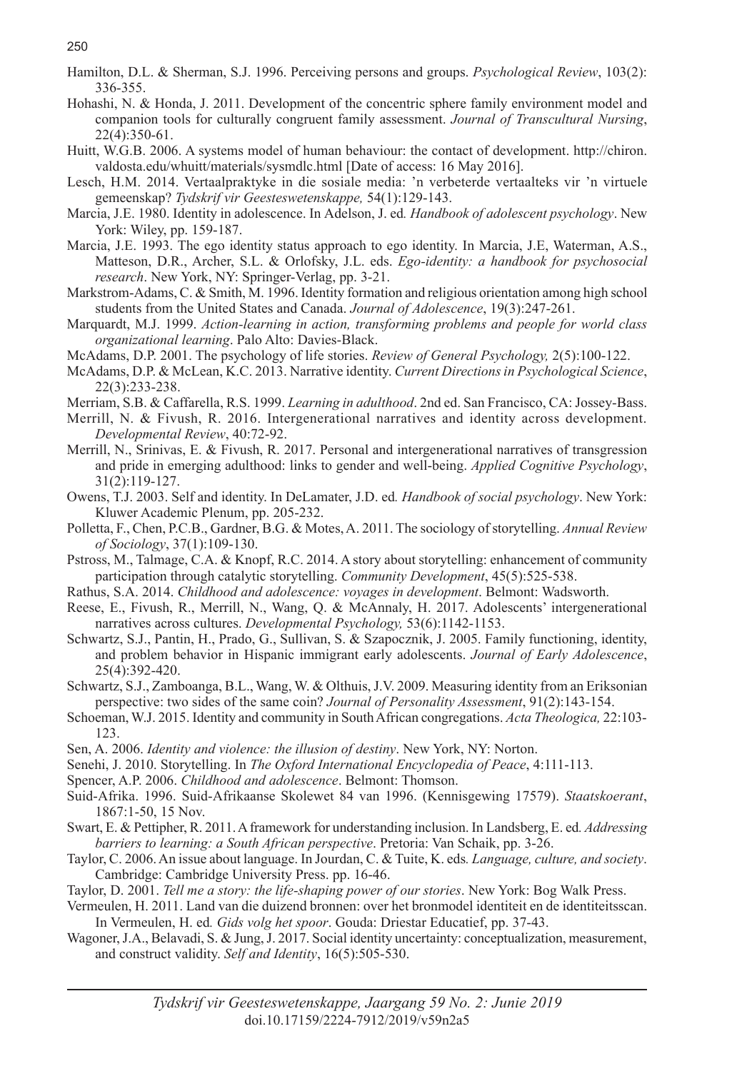Hamilton, D.L. & Sherman, S.J. 1996. Perceiving persons and groups. *Psychological Review*, 103(2): 336-355.

Hohashi, N. & Honda, J. 2011. Development of the concentric sphere family environment model and companion tools for culturally congruent family assessment. *Journal of Transcultural Nursing*, 22(4):350-61.

Huitt, W.G.B. 2006. A systems model of human behaviour: the contact of development. http://chiron.valdosta.edu/whuitt/materials/sysmdlc.html [Date of access: 16 May 2016].

Lesch, H.M. 2014. Vertaalpraktyke in die sosiale media: 'n verbeterde vertaalteks vir 'n virtuele gemeenskap? *Tydskrif vir Geesteswetenskappe,* 54(1):129-143.

Marcia, J.E. 1980. Identity in adolescence. In Adelson, J. ed*. Handbook of adolescent psychology*. New York: Wiley, pp. 159-187.

Marcia, J.E. 1993. The ego identity status approach to ego identity. In Marcia, J.E, Waterman, A.S., Matteson, D.R., Archer, S.L. & Orlofsky, J.L. eds. *Ego-identity: a handbook for psychosocial research*. New York, NY: Springer-Verlag, pp. 3-21.

Markstrom-Adams, C. & Smith, M. 1996. Identity formation and religious orientation among high school students from the United States and Canada. *Journal of Adolescence*, 19(3):247-261.

Marquardt, M.J. 1999. *Action-learning in action, transforming problems and people for world class organizational learning*. Palo Alto: Davies-Black.

McAdams, D.P. 2001. The psychology of life stories. *Review of General Psychology,* 2(5):100-122.

McAdams, D.P. & McLean, K.C. 2013. Narrative identity. *Current Directions in Psychological Science*, 22(3):233-238.

Merriam, S.B. & Caffarella, R.S. 1999. *Learning in adulthood*. 2nd ed. San Francisco, CA: Jossey-Bass.

Merrill, N. & Fivush, R. 2016. Intergenerational narratives and identity across development. *Developmental Review*, 40:72-92.

Merrill, N., Srinivas, E. & Fivush, R. 2017. Personal and intergenerational narratives of transgression and pride in emerging adulthood: links to gender and well-being. *Applied Cognitive Psychology*, 31(2):119-127.

Owens, T.J. 2003. Self and identity. In DeLamater, J.D. ed*. Handbook of social psychology*. New York: Kluwer Academic Plenum, pp. 205-232.

Polletta, F., Chen, P.C.B., Gardner, B.G. & Motes, A. 2011. The sociology of storytelling. *Annual Review of Sociology*, 37(1):109-130.

Pstross, M., Talmage, C.A. & Knopf, R.C. 2014. A story about storytelling: enhancement of community participation through catalytic storytelling. *Community Development*, 45(5):525-538.

Rathus, S.A. 2014. *Childhood and adolescence: voyages in development*. Belmont: Wadsworth.

Reese, E., Fivush, R., Merrill, N., Wang, Q. & McAnnaly, H. 2017. Adolescents' intergenerational narratives across cultures. *Developmental Psychology,* 53(6):1142-1153.

Schwartz, S.J., Pantin, H., Prado, G., Sullivan, S. & Szapocznik, J. 2005. Family functioning, identity, and problem behavior in Hispanic immigrant early adolescents. *Journal of Early Adolescence*, 25(4):392-420.

Schwartz, S.J., Zamboanga, B.L., Wang, W. & Olthuis, J.V. 2009. Measuring identity from an Eriksonian perspective: two sides of the same coin? *Journal of Personality Assessment*, 91(2):143-154.

Schoeman, W.J. 2015. Identity and community in South African congregations. *Acta Theologica,* 22:103-123.

Sen, A. 2006. *Identity and violence: the illusion of destiny*. New York, NY: Norton.

Senehi, J. 2010. Storytelling. In *The Oxford International Encyclopedia of Peace*, 4:111-113.

Spencer, A.P. 2006. *Childhood and adolescence*. Belmont: Thomson.

Suid-Afrika. 1996. Suid-Afrikaanse Skolewet 84 van 1996. (Kennisgewing 17579). *Staatskoerant*, 1867:1-50, 15 Nov.

Swart, E. & Pettipher, R. 2011. A framework for understanding inclusion. In Landsberg, E. ed*. Addressing barriers to learning: a South African perspective*. Pretoria: Van Schaik, pp. 3-26.

Taylor, C. 2006. An issue about language. In Jourdan, C. & Tuite, K. eds*. Language, culture, and society*. Cambridge: Cambridge University Press. pp. 16-46.

Taylor, D. 2001. *Tell me a story: the life-shaping power of our stories*. New York: Bog Walk Press.

Vermeulen, H. 2011. Land van die duizend bronnen: over het bronmodel identiteit en de identiteitsscan. In Vermeulen, H. ed*. Gids volg het spoor*. Gouda: Driestar Educatief, pp. 37-43.

Wagoner, J.A., Belavadi, S. & Jung, J. 2017. Social identity uncertainty: conceptualization, measurement, and construct validity. *Self and Identity*, 16(5):505-530.